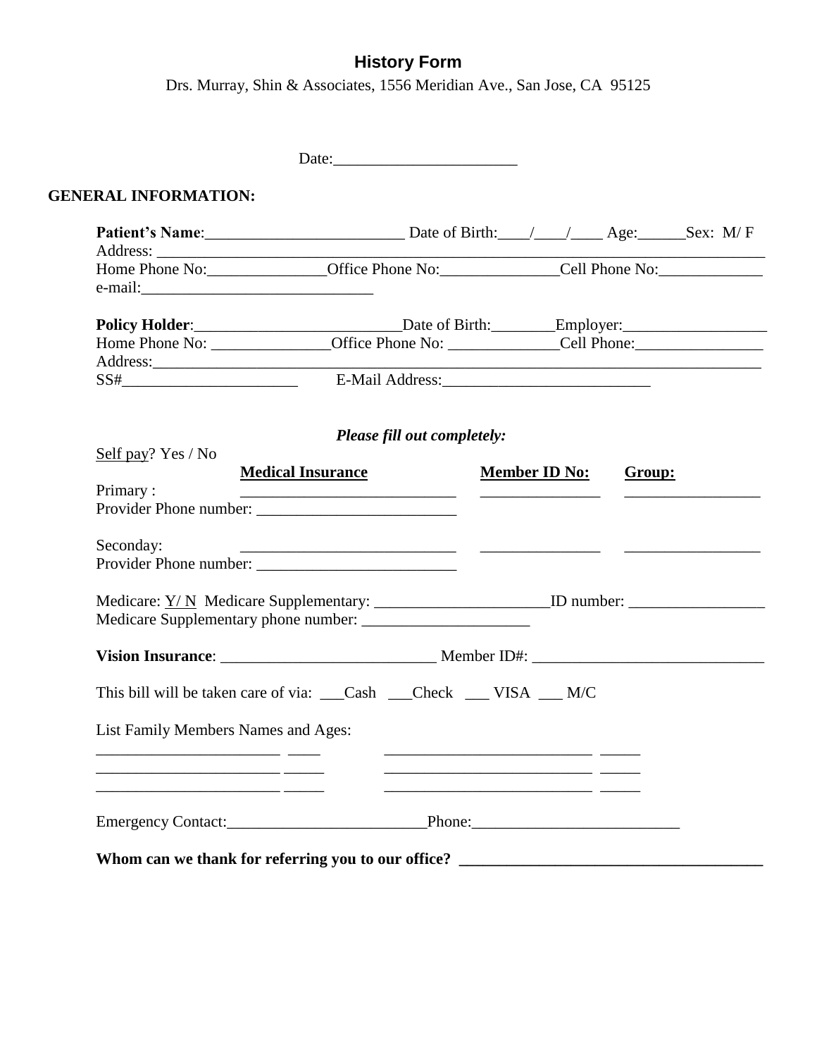# History Form

Drs. Murray, Shin & Associates, 1556 Meridian Ave., San Jose, CA 95125

Date:______________________

**GENERAL INFORMATION:**

**Patient's Name**:_________________________ Date of Birth:____/____/____ Age:______Sex: M/ F
Address: ___________________________________________________________________________
Home Phone No:_______________Office Phone No:_______________Cell Phone No:_____________
e-mail:_____________________________

**Policy Holder**:__________________________Date of Birth:________Employer:__________________
Home Phone No: _______________Office Phone No: ______________Cell Phone:________________
Address:_____________________________________________________________________________
SS#______________________ E-Mail Address:_________________________

***Please fill out completely:***

<u>Self pay</u>? Yes / No

| | <u>**Medical Insurance**</u> | <u>**Member ID No:**</u> | <u>**Group:**</u> |
|---|---|---|---|
| Primary : | ___________________________ | _______________ | _________________ |
| Provider Phone number: | ___________________________ | | |
| Seconday: | ___________________________ | _______________ | _________________ |
| Provider Phone number: | ___________________________ | | |

Medicare: <u>Y/ N</u> Medicare Supplementary: ______________________ID number: _________________
Medicare Supplementary phone number: _____________________

**Vision Insurance**: ___________________________ Member ID#: _____________________________

This bill will be taken care of via: ___Cash ___Check ___ VISA ___ M/C

List Family Members Names and Ages:

_______________________ ____        __________________________ _____
_______________________ _____       __________________________ _____
_______________________ _____       __________________________ _____

Emergency Contact:_________________________Phone:__________________________

**Whom can we thank for referring you to our office? ______________________________________**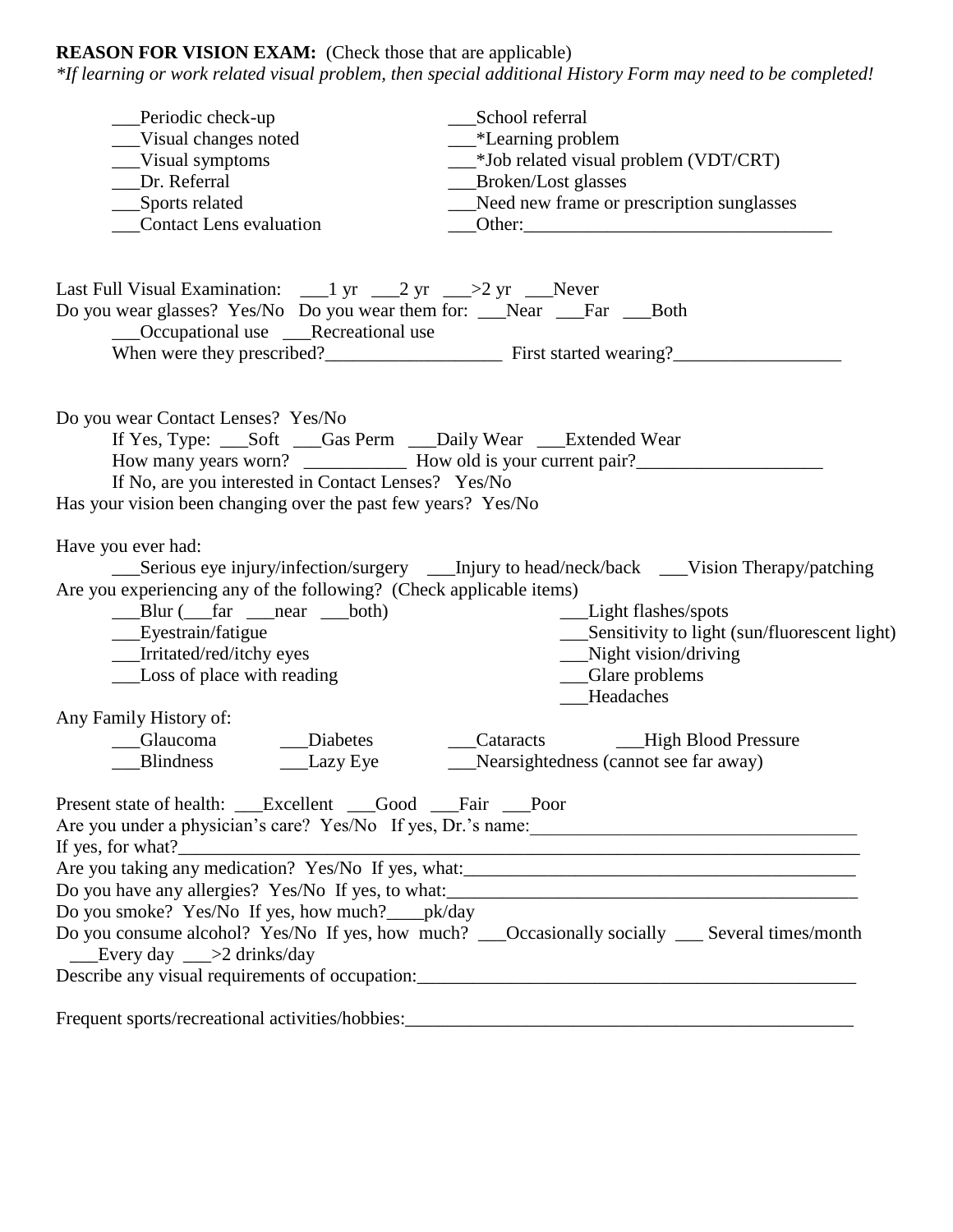**REASON FOR VISION EXAM:** (Check those that are applicable)
*If learning or work related visual problem, then special additional History Form may need to be completed!*

___Periodic check-up
___Visual changes noted
___Visual symptoms
___Dr. Referral
___Sports related
___Contact Lens evaluation
___School referral
___*Learning problem
___*Job related visual problem (VDT/CRT)
___Broken/Lost glasses
___Need new frame or prescription sunglasses
___Other:_________________________________

Last Full Visual Examination: ___1 yr ___2 yr ___>2 yr ___Never
Do you wear glasses? Yes/No Do you wear them for: ___Near ___Far ___Both
___Occupational use ___Recreational use
When were they prescribed?___________________ First started wearing?__________________

Do you wear Contact Lenses? Yes/No
If Yes, Type: ___Soft ___Gas Perm ___Daily Wear ___Extended Wear
How many years worn? ___________ How old is your current pair?____________________
If No, are you interested in Contact Lenses? Yes/No
Has your vision been changing over the past few years? Yes/No

Have you ever had:
___Serious eye injury/infection/surgery ___Injury to head/neck/back ___Vision Therapy/patching
Are you experiencing any of the following? (Check applicable items)
___Blur (___far ___near ___both)
___Eyestrain/fatigue
___Irritated/red/itchy eyes
___Loss of place with reading
___Light flashes/spots
___Sensitivity to light (sun/fluorescent light)
___Night vision/driving
___Glare problems
___Headaches

Any Family History of:
___Glaucoma ___Diabetes ___Cataracts ___High Blood Pressure
___Blindness ___Lazy Eye ___Nearsightedness (cannot see far away)

Present state of health: ___Excellent ___Good ___Fair ___Poor
Are you under a physician's care? Yes/No If yes, Dr.'s name:___________________________________
If yes, for what?_____________________________________________________________________
Are you taking any medication? Yes/No If yes, what:_____________________________________________
Do you have any allergies? Yes/No If yes, to what:______________________________________________
Do you smoke? Yes/No If yes, how much?____pk/day
Do you consume alcohol? Yes/No If yes, how much? ___Occasionally socially ___ Several times/month
___Every day ___>2 drinks/day
Describe any visual requirements of occupation:_______________________________________________

Frequent sports/recreational activities/hobbies:_______________________________________________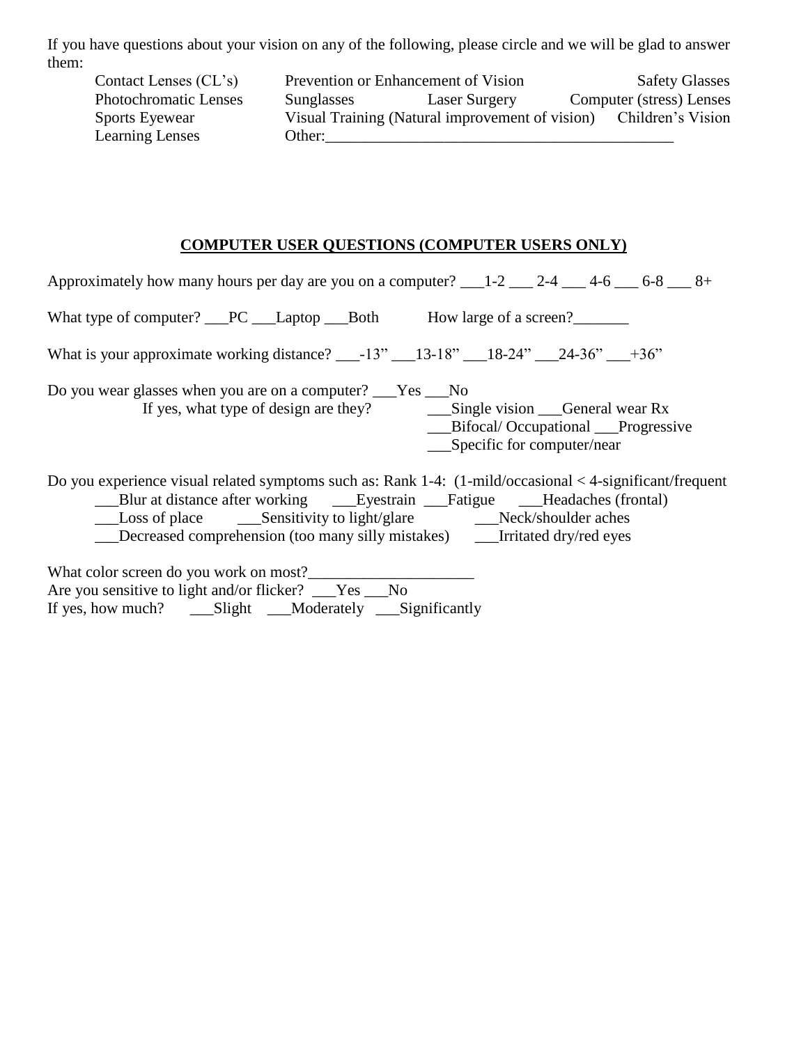If you have questions about your vision on any of the following, please circle and we will be glad to answer them:

Contact Lenses (CL's)    Prevention or Enhancement of Vision    Safety Glasses
Photochromatic Lenses    Sunglasses    Laser Surgery    Computer (stress) Lenses
Sports Eyewear    Visual Training (Natural improvement of vision)    Children's Vision
Learning Lenses    Other:_____________________________________________

## COMPUTER USER QUESTIONS (COMPUTER USERS ONLY)

Approximately how many hours per day are you on a computer? ___1-2 ___ 2-4 ___ 4-6 ___ 6-8 ___ 8+

What type of computer? ___PC ___Laptop ___Both    How large of a screen?_______

What is your approximate working distance? ___-13" ___13-18" ___18-24" ___24-36" ___+36"

Do you wear glasses when you are on a computer? ___Yes ___No
If yes, what type of design are they?    ___Single vision ___General wear Rx
___Bifocal/ Occupational ___Progressive
___Specific for computer/near

Do you experience visual related symptoms such as: Rank 1-4: (1-mild/occasional < 4-significant/frequent
___Blur at distance after working    ___Eyestrain ___Fatigue    ___Headaches (frontal)
___Loss of place    ___Sensitivity to light/glare    ___Neck/shoulder aches
___Decreased comprehension (too many silly mistakes)    ___Irritated dry/red eyes

What color screen do you work on most?_____________________
Are you sensitive to light and/or flicker? ___Yes ___No
If yes, how much?    ___Slight ___Moderately ___Significantly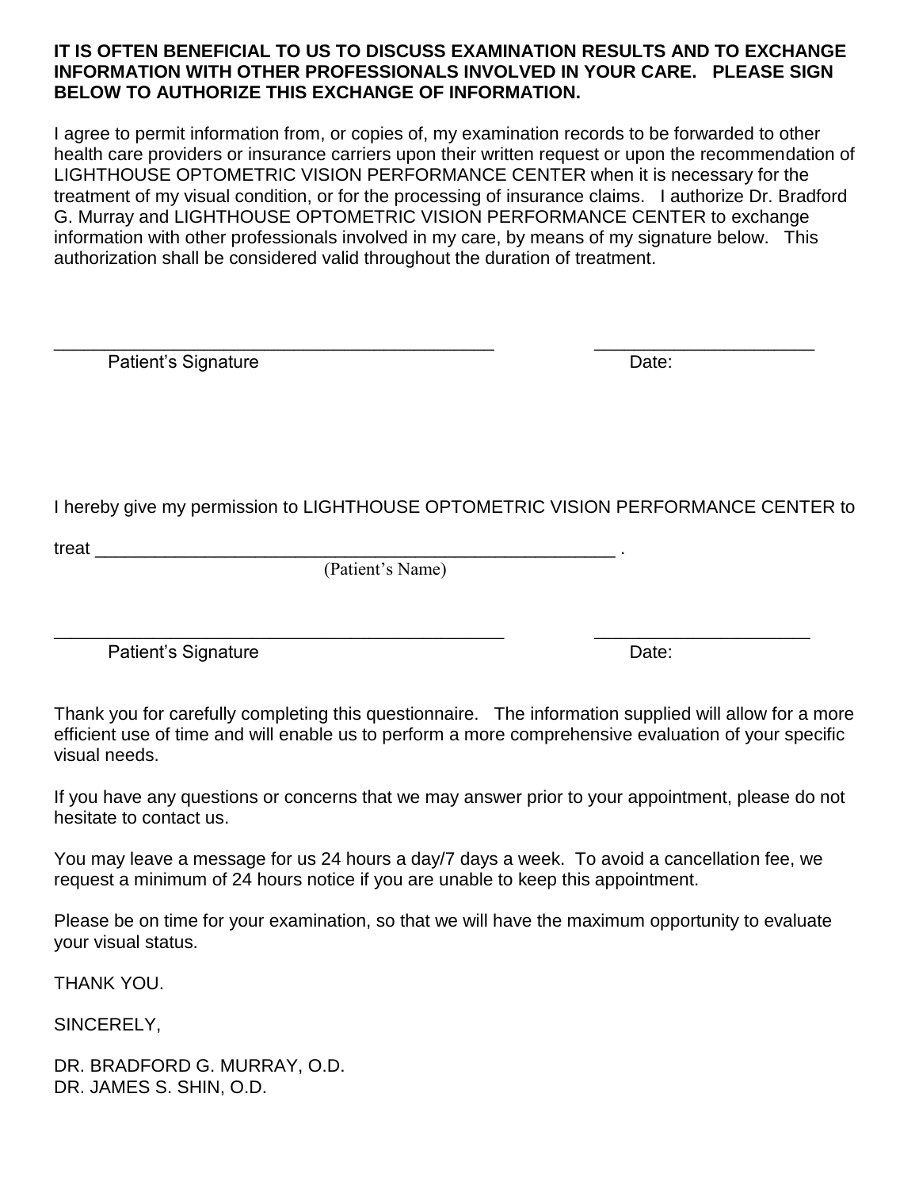**IT IS OFTEN BENEFICIAL TO US TO DISCUSS EXAMINATION RESULTS AND TO EXCHANGE INFORMATION WITH OTHER PROFESSIONALS INVOLVED IN YOUR CARE. PLEASE SIGN BELOW TO AUTHORIZE THIS EXCHANGE OF INFORMATION.**

I agree to permit information from, or copies of, my examination records to be forwarded to other health care providers or insurance carriers upon their written request or upon the recommendation of LIGHTHOUSE OPTOMETRIC VISION PERFORMANCE CENTER when it is necessary for the treatment of my visual condition, or for the processing of insurance claims. I authorize Dr. Bradford G. Murray and LIGHTHOUSE OPTOMETRIC VISION PERFORMANCE CENTER to exchange information with other professionals involved in my care, by means of my signature below. This authorization shall be considered valid throughout the duration of treatment.

_____________________________________________ ______________________

Patient's Signature Date:

I hereby give my permission to LIGHTHOUSE OPTOMETRIC VISION PERFORMANCE CENTER to

treat _____________________________________________________ .

(Patient's Name)

______________________________________________ ______________________

Patient's Signature Date:

Thank you for carefully completing this questionnaire. The information supplied will allow for a more efficient use of time and will enable us to perform a more comprehensive evaluation of your specific visual needs.

If you have any questions or concerns that we may answer prior to your appointment, please do not hesitate to contact us.

You may leave a message for us 24 hours a day/7 days a week. To avoid a cancellation fee, we request a minimum of 24 hours notice if you are unable to keep this appointment.

Please be on time for your examination, so that we will have the maximum opportunity to evaluate your visual status.

THANK YOU.

SINCERELY,

DR. BRADFORD G. MURRAY, O.D.
DR. JAMES S. SHIN, O.D.